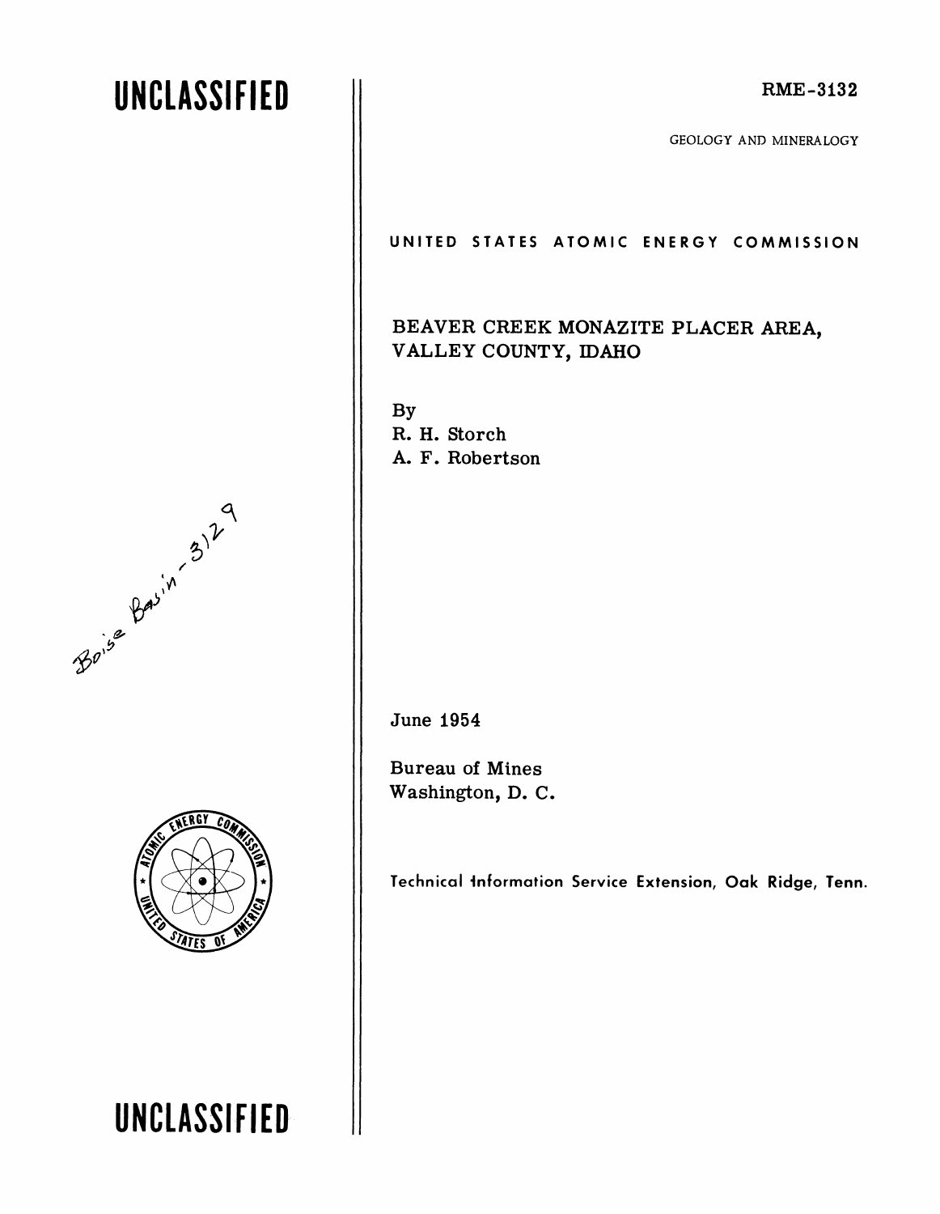UNCLASSIFIED

RME-3132

GEOLOGY AND MINERALOGY

UNITED STATES ATOMIC ENERGY COMMISSION

# BEAVER CREEK MONAZITE PLACER AREA, VALLEY COUNTY, IDAHO

By
R. H. Storch
A. F. Robertson

Boise Basin - 3129

June 1954

Bureau of Mines
Washington, D. C.

Technical Information Service Extension, Oak Ridge, Tenn.

UNCLASSIFIED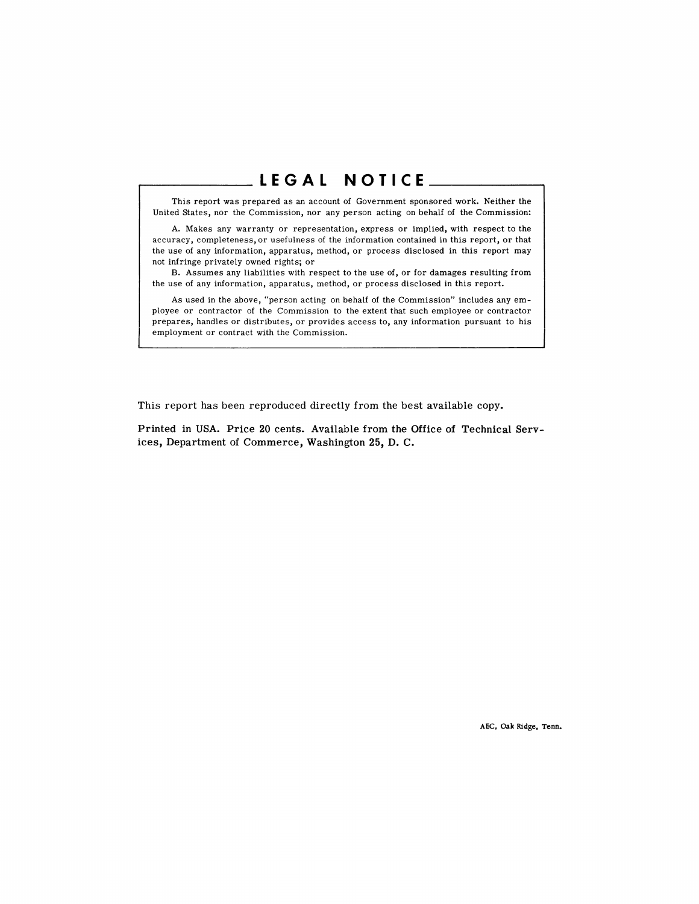## LEGAL NOTICE

This report was prepared as an account of Government sponsored work. Neither the United States, nor the Commission, nor any person acting on behalf of the Commission:

A. Makes any warranty or representation, express or implied, with respect to the accuracy, completeness, or usefulness of the information contained in this report, or that the use of any information, apparatus, method, or process disclosed in this report may not infringe privately owned rights; or

B. Assumes any liabilities with respect to the use of, or for damages resulting from the use of any information, apparatus, method, or process disclosed in this report.

As used in the above, "person acting on behalf of the Commission" includes any employee or contractor of the Commission to the extent that such employee or contractor prepares, handles or distributes, or provides access to, any information pursuant to his employment or contract with the Commission.

This report has been reproduced directly from the best available copy.

Printed in USA. Price 20 cents. Available from the Office of Technical Services, Department of Commerce, Washington 25, D. C.

AEC, Oak Ridge, Tenn.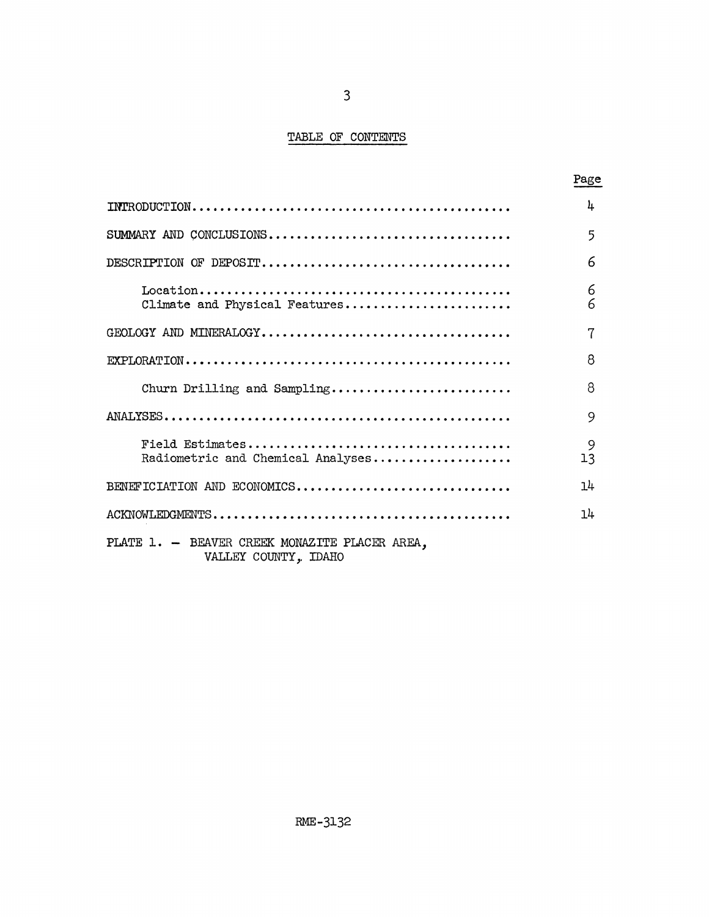## TABLE OF CONTENTS

| | Page |
|---|---|
| INTRODUCTION | 4 |
| SUMMARY AND CONCLUSIONS | 5 |
| DESCRIPTION OF DEPOSIT | 6 |
| Location | 6 |
| Climate and Physical Features | 6 |
| GEOLOGY AND MINERALOGY | 7 |
| EXPLORATION | 8 |
| Churn Drilling and Sampling | 8 |
| ANALYSES | 9 |
| Field Estimates | 9 |
| Radiometric and Chemical Analyses | 13 |
| BENEFICIATION AND ECONOMICS | 14 |
| ACKNOWLEDGMENTS | 14 |

PLATE 1. — BEAVER CREEK MONAZITE PLACER AREA, VALLEY COUNTY, IDAHO

RME-3132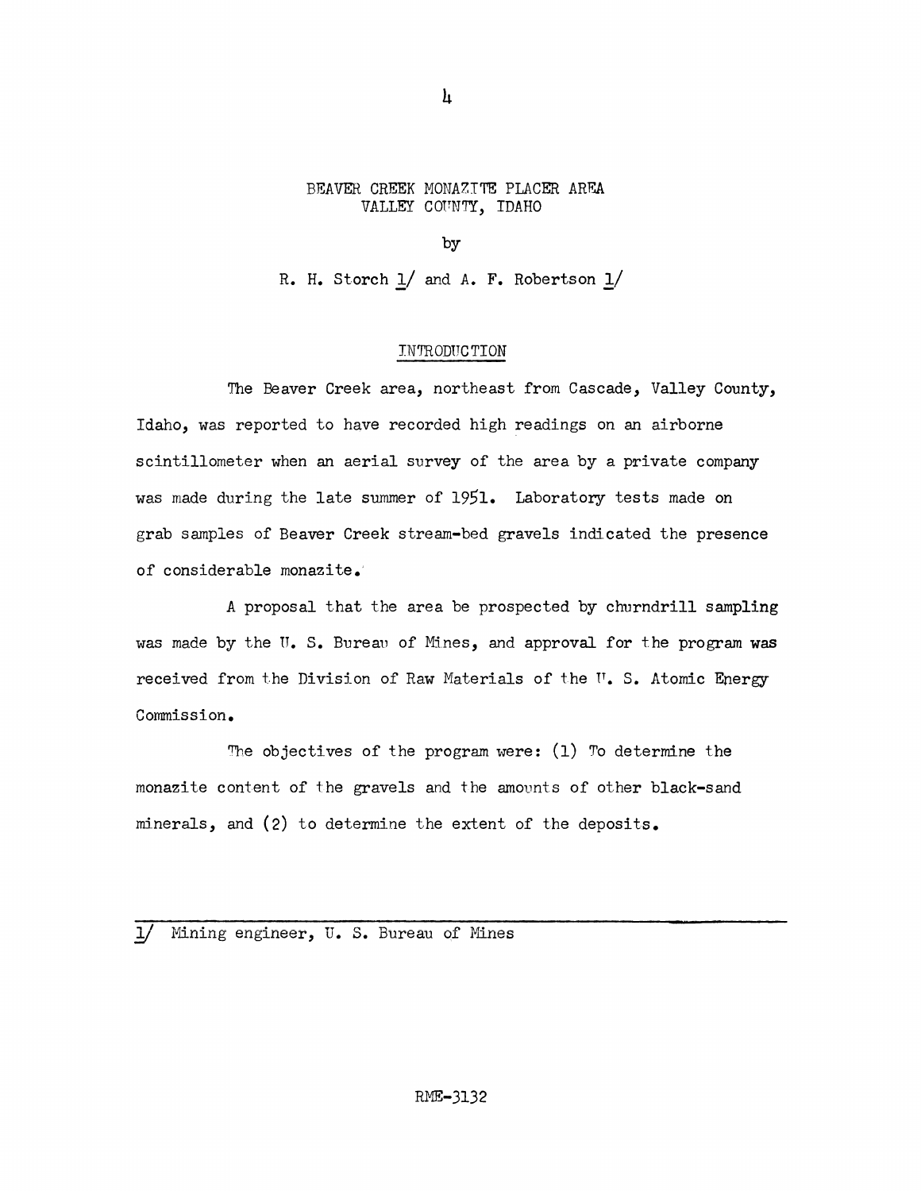# BEAVER CREEK MONAZITE PLACER AREA
## VALLEY COUNTY, IDAHO

by

R. H. Storch [1] and A. F. Robertson [1]

## INTRODUCTION

The Beaver Creek area, northeast from Cascade, Valley County, Idaho, was reported to have recorded high readings on an airborne scintillometer when an aerial survey of the area by a private company was made during the late summer of 1951. Laboratory tests made on grab samples of Beaver Creek stream-bed gravels indicated the presence of considerable monazite.

A proposal that the area be prospected by churndrill sampling was made by the U. S. Bureau of Mines, and approval for the program was received from the Division of Raw Materials of the U. S. Atomic Energy Commission.

The objectives of the program were: (1) To determine the monazite content of the gravels and the amounts of other black-sand minerals, and (2) to determine the extent of the deposits.

---

[1] Mining engineer, U. S. Bureau of Mines

RME-3132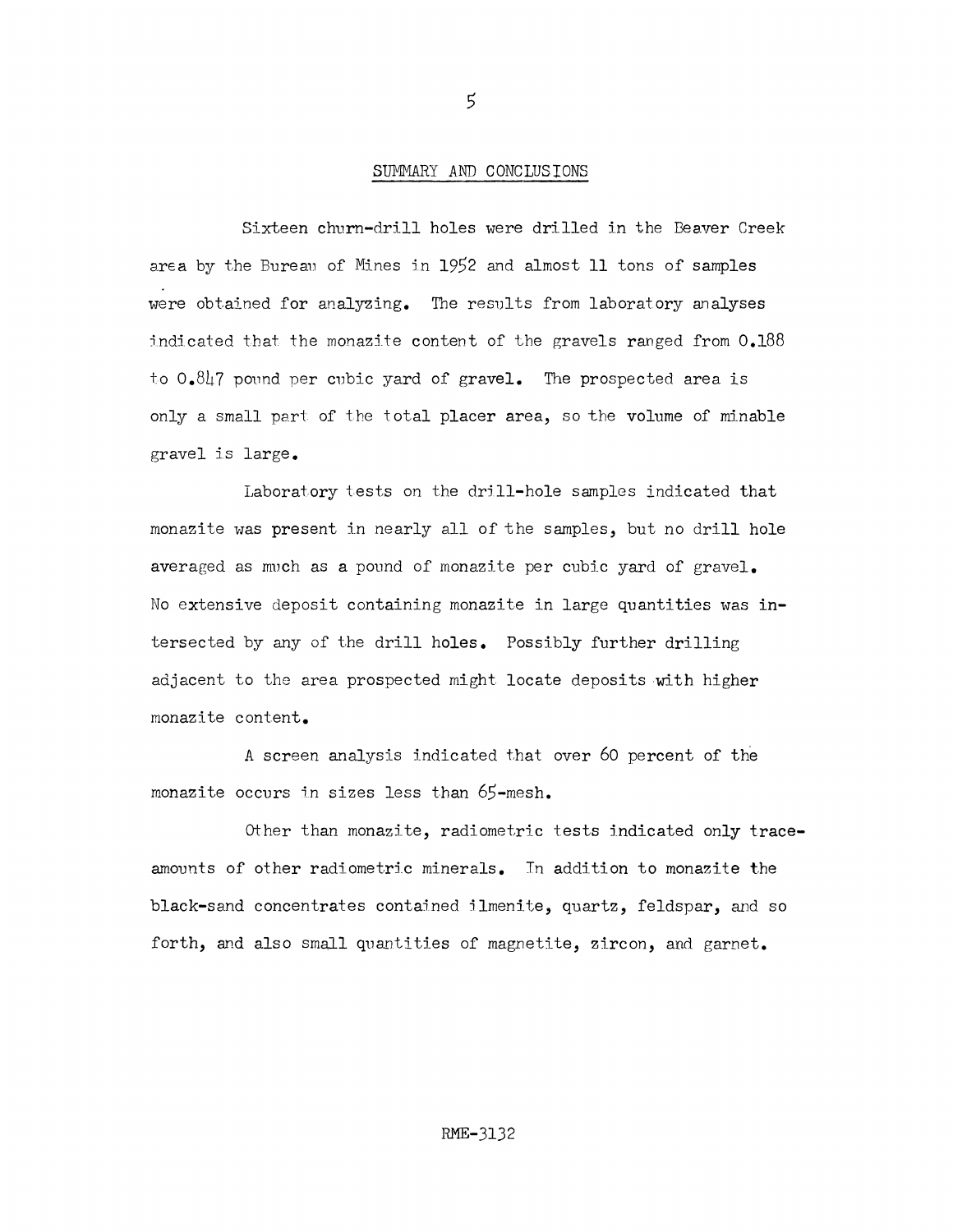## SUMMARY AND CONCLUSIONS

Sixteen churn-drill holes were drilled in the Beaver Creek area by the Bureau of Mines in 1952 and almost 11 tons of samples were obtained for analyzing. The results from laboratory analyses indicated that the monazite content of the gravels ranged from 0.188 to 0.847 pound per cubic yard of gravel. The prospected area is only a small part of the total placer area, so the volume of minable gravel is large.

Laboratory tests on the drill-hole samples indicated that monazite was present in nearly all of the samples, but no drill hole averaged as much as a pound of monazite per cubic yard of gravel. No extensive deposit containing monazite in large quantities was intersected by any of the drill holes. Possibly further drilling adjacent to the area prospected might locate deposits with higher monazite content.

A screen analysis indicated that over 60 percent of the monazite occurs in sizes less than 65-mesh.

Other than monazite, radiometric tests indicated only trace-amounts of other radiometric minerals. In addition to monazite the black-sand concentrates contained ilmenite, quartz, feldspar, and so forth, and also small quantities of magnetite, zircon, and garnet.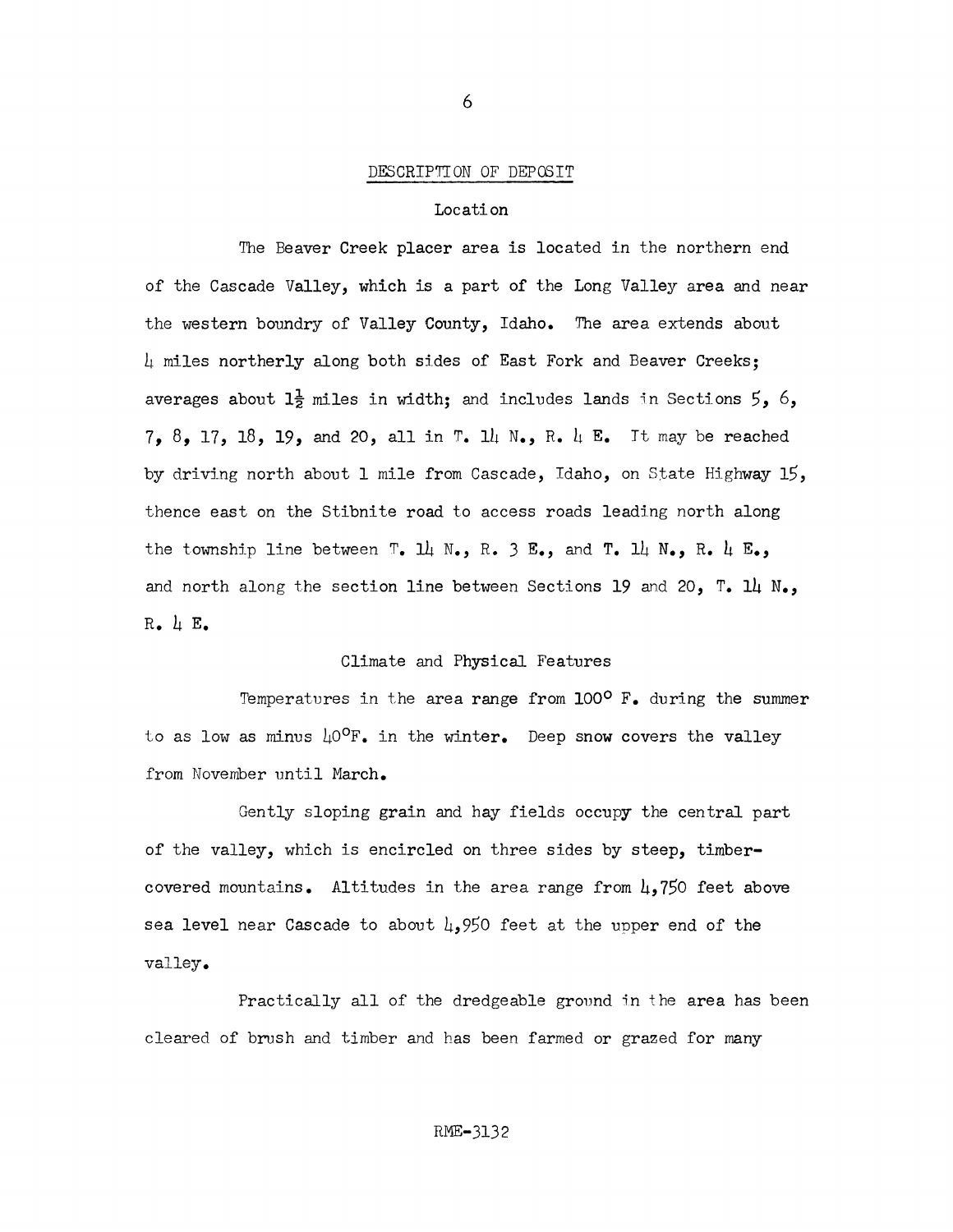## DESCRIPTION OF DEPOSIT

### Location

The Beaver Creek placer area is located in the northern end of the Cascade Valley, which is a part of the Long Valley area and near the western boundry of Valley County, Idaho. The area extends about 4 miles northerly along both sides of East Fork and Beaver Creeks; averages about $1\frac{1}{2}$ miles in width; and includes lands in Sections 5, 6, 7, 8, 17, 18, 19, and 20, all in T. 14 N., R. 4 E. It may be reached by driving north about 1 mile from Cascade, Idaho, on State Highway 15, thence east on the Stibnite road to access roads leading north along the township line between T. 14 N., R. 3 E., and T. 14 N., R. 4 E., and north along the section line between Sections 19 and 20, T. 14 N., R. 4 E.

### Climate and Physical Features

Temperatures in the area range from 100° F. during the summer to as low as minus 40°F. in the winter. Deep snow covers the valley from November until March.

Gently sloping grain and hay fields occupy the central part of the valley, which is encircled on three sides by steep, timber-covered mountains. Altitudes in the area range from 4,750 feet above sea level near Cascade to about 4,950 feet at the upper end of the valley.

Practically all of the dredgeable ground in the area has been cleared of brush and timber and has been farmed or grazed for many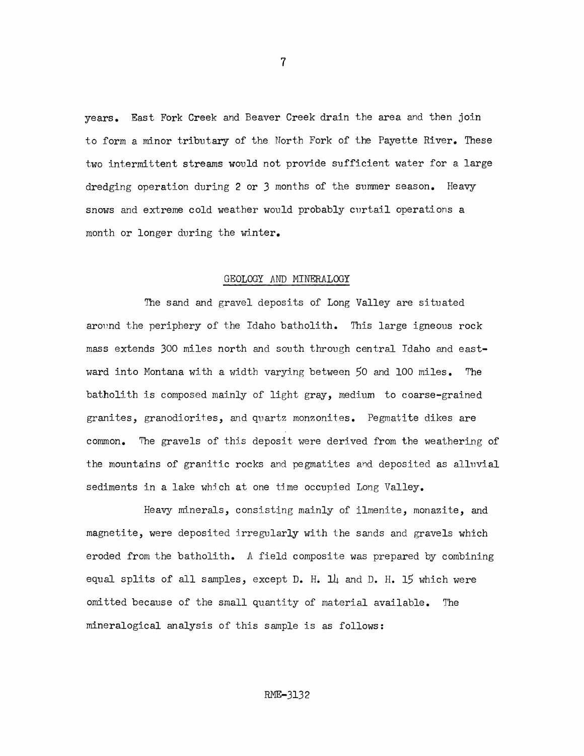years. East Fork Creek and Beaver Creek drain the area and then join to form a minor tributary of the North Fork of the Payette River. These two intermittent streams would not provide sufficient water for a large dredging operation during 2 or 3 months of the summer season. Heavy snows and extreme cold weather would probably curtail operations a month or longer during the winter.

## GEOLOGY AND MINERALOGY

The sand and gravel deposits of Long Valley are situated around the periphery of the Idaho batholith. This large igneous rock mass extends 300 miles north and south through central Idaho and eastward into Montana with a width varying between 50 and 100 miles. The batholith is composed mainly of light gray, medium to coarse-grained granites, granodiorites, and quartz monzonites. Pegmatite dikes are common. The gravels of this deposit were derived from the weathering of the mountains of granitic rocks and pegmatites and deposited as alluvial sediments in a lake which at one time occupied Long Valley.

Heavy minerals, consisting mainly of ilmenite, monazite, and magnetite, were deposited irregularly with the sands and gravels which eroded from the batholith. A field composite was prepared by combining equal splits of all samples, except D. H. 14 and D. H. 15 which were omitted because of the small quantity of material available. The mineralogical analysis of this sample is as follows: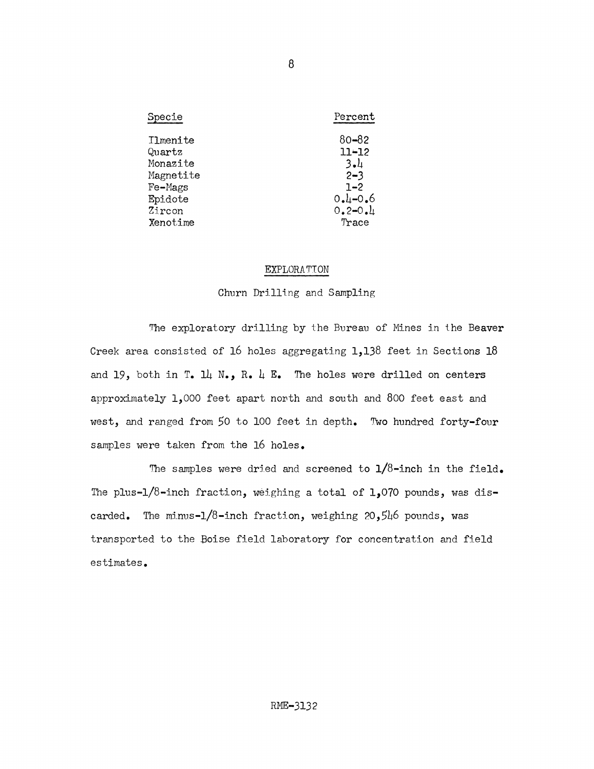| Specie | Percent |
|---|---|
| Ilmenite | 80-82 |
| Quartz | 11-12 |
| Monazite | 3.4 |
| Magnetite | 2-3 |
| Fe-Mags | 1-2 |
| Epidote | 0.4-0.6 |
| Zircon | 0.2-0.4 |
| Xenotime | Trace |

## EXPLORATION

### Churn Drilling and Sampling

The exploratory drilling by the Bureau of Mines in the Beaver Creek area consisted of 16 holes aggregating 1,138 feet in Sections 18 and 19, both in T. 14 N., R. 4 E. The holes were drilled on centers approximately 1,000 feet apart north and south and 800 feet east and west, and ranged from 50 to 100 feet in depth. Two hundred forty-four samples were taken from the 16 holes.

The samples were dried and screened to 1/8-inch in the field. The plus-1/8-inch fraction, weighing a total of 1,070 pounds, was discarded. The minus-1/8-inch fraction, weighing 20,546 pounds, was transported to the Boise field laboratory for concentration and field estimates.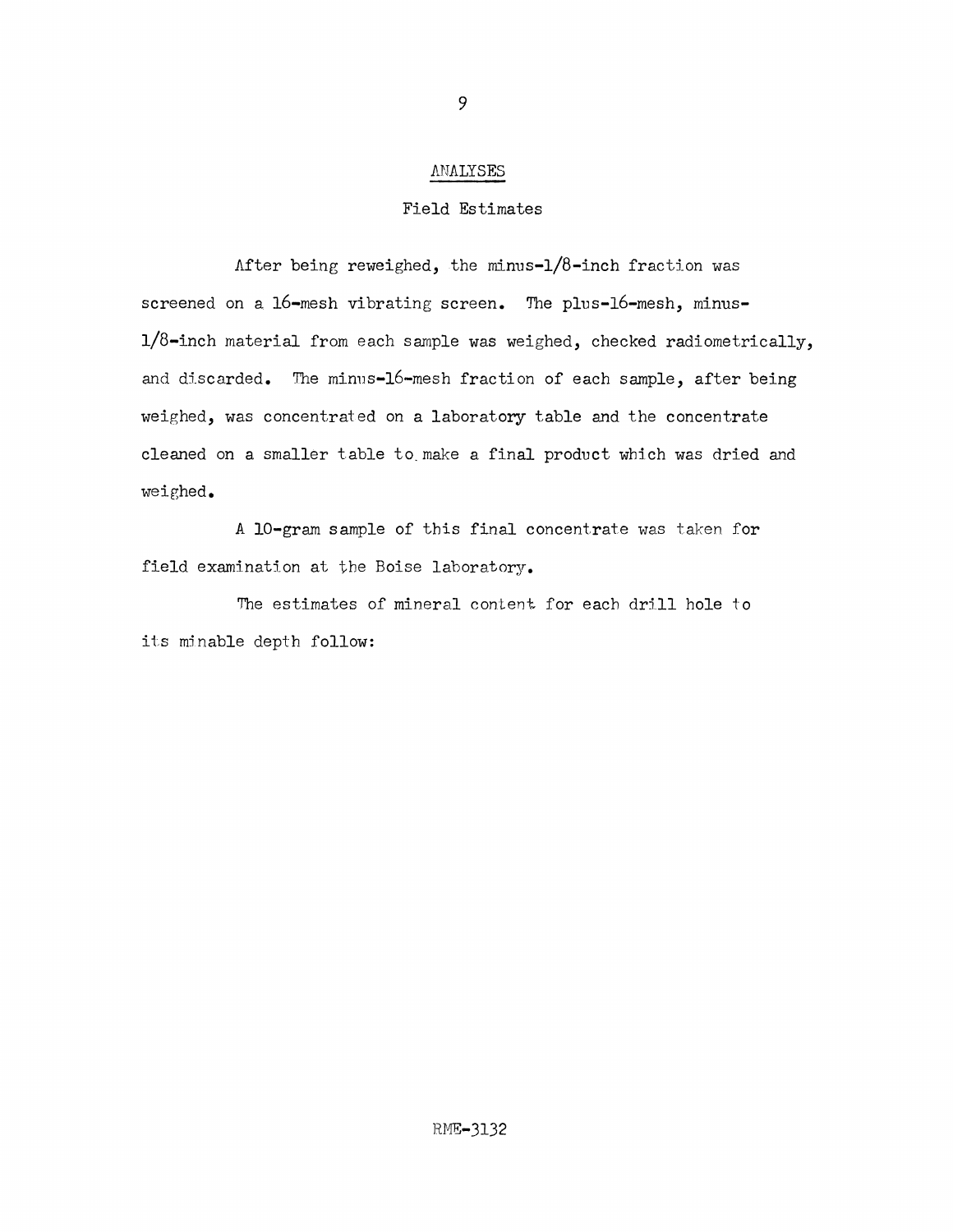## ANALYSES

### Field Estimates

After being reweighed, the minus-1/8-inch fraction was screened on a 16-mesh vibrating screen. The plus-16-mesh, minus-1/8-inch material from each sample was weighed, checked radiometrically, and discarded. The minus-16-mesh fraction of each sample, after being weighed, was concentrated on a laboratory table and the concentrate cleaned on a smaller table to make a final product which was dried and weighed.

A 10-gram sample of this final concentrate was taken for field examination at the Boise laboratory.

The estimates of mineral content for each drill hole to its minable depth follow: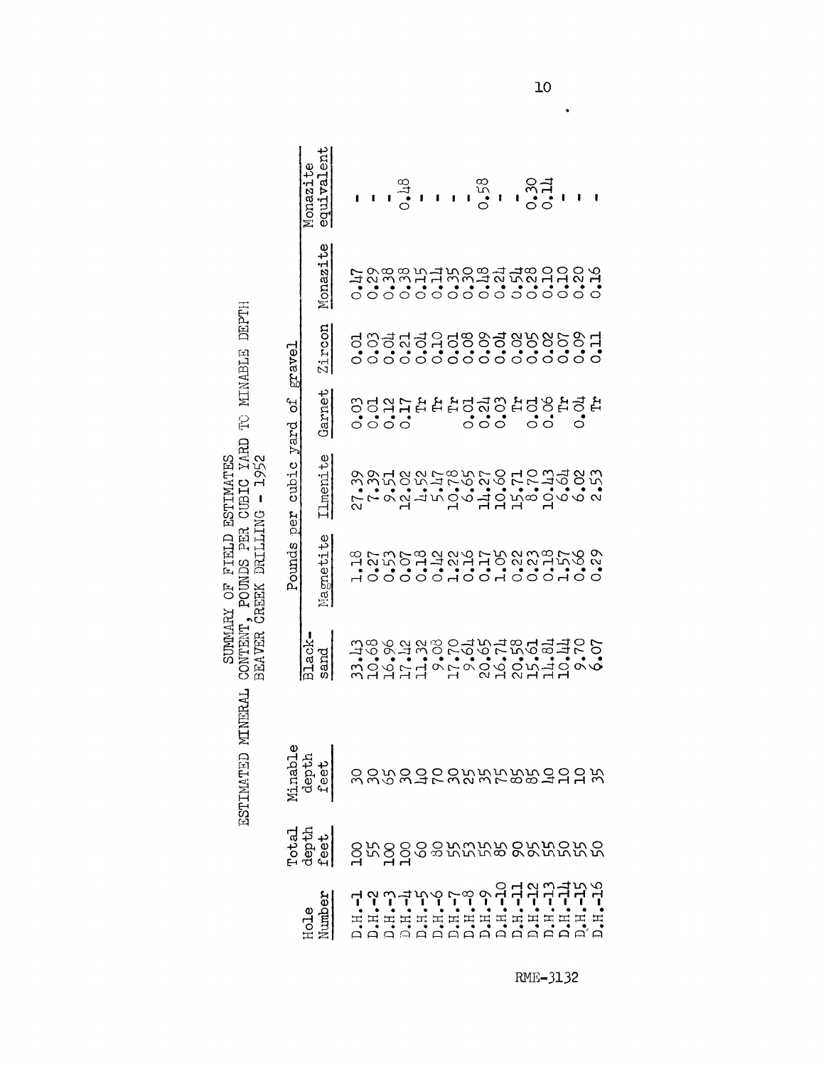# SUMMARY OF FIELD ESTIMATES
## ESTIMATED MINERAL CONTENT, POUNDS PER CUBIC YARD TO MINABLE DEPTH
## BEAVER CREEK DRILLING - 1952

| Hole Number | Total depth feet | Minable depth feet | Pounds per cubic yard of gravel: Black-sand | Magnetite | Ilmenite | Garnet | Zircon | Monazite | Monazite equivalent |
|---|---|---|---|---|---|---|---|---|---|
| D.H.-1 | 100 | 30 | 33.43 | 1.18 | 27.39 | 0.03 | 0.01 | 0.47 | - |
| D.H.-2 | 55 | 30 | 10.68 | 0.27 | 7.39 | 0.01 | 0.03 | 0.29 | - |
| D.H.-3 | 100 | 65 | 16.96 | 0.53 | 9.51 | 0.12 | 0.04 | 0.38 | - |
| D.H.-4 | 100 | 30 | 17.42 | 0.07 | 12.02 | 0.17 | 0.21 | 0.38 | 0.48 |
| D.H.-5 | 60 | 40 | 11.32 | 0.18 | 4.52 | Tr | 0.04 | 0.15 | - |
| D.H.-6 | 80 | 70 | 9.08 | 0.42 | 5.47 | Tr | 0.10 | 0.14 | - |
| D.H.-7 | 55 | 30 | 17.70 | 1.22 | 10.78 | Tr | 0.01 | 0.35 | - |
| D.H.-8 | 53 | 25 | 9.64 | 0.16 | 6.65 | 0.01 | 0.08 | 0.30 | - |
| D.H.-9 | 55 | 35 | 20.65 | 0.17 | 14.27 | 0.24 | 0.09 | 0.48 | 0.58 |
| D.H.-10 | 85 | 75 | 16.74 | 1.05 | 10.60 | 0.03 | 0.04 | 0.24 | - |
| D.H.-11 | 90 | 85 | 20.58 | 0.22 | 15.71 | Tr | 0.02 | 0.54 | - |
| D.H.-12 | 95 | 85 | 15.61 | 0.23 | 8.70 | 0.01 | 0.05 | 0.28 | 0.30 |
| D.H.-13 | 55 | 40 | 14.84 | 0.18 | 10.43 | 0.06 | 0.02 | 0.10 | 0.14 |
| D.H.-14 | 50 | 10 | 10.44 | 1.57 | 6.64 | Tr | 0.07 | 0.10 | - |
| D.H.-15 | 55 | 10 | 9.70 | 0.66 | 6.02 | 0.04 | 0.09 | 0.20 | - |
| D.H.-16 | 50 | 35 | 6.07 | 0.29 | 2.53 | Tr | 0.11 | 0.16 | - |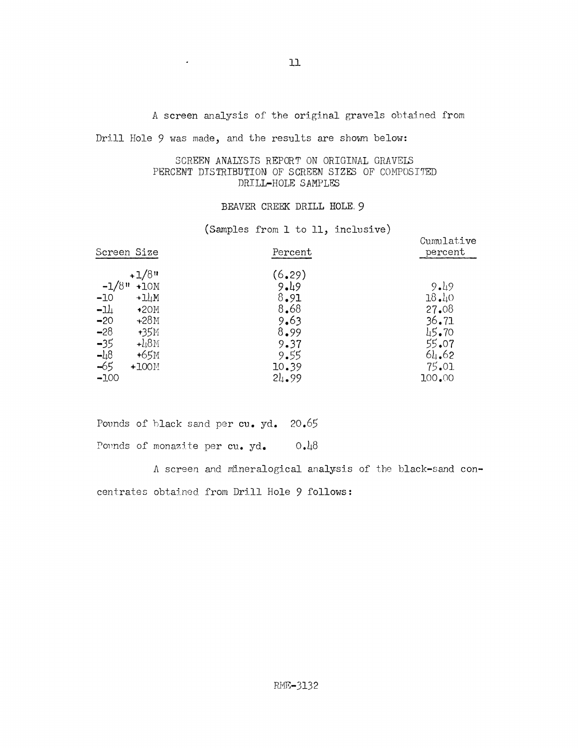A screen analysis of the original gravels obtained from Drill Hole 9 was made, and the results are shown below:

SCREEN ANALYSIS REPORT ON ORIGINAL GRAVELS
PERCENT DISTRIBUTION OF SCREEN SIZES OF COMPOSITED DRILL-HOLE SAMPLES

BEAVER CREEK DRILL HOLE 9

(Samples from 1 to 11, inclusive)

| Screen Size | Percent | Cumulative percent |
|---|---|---|
| +1/8" | (6.29) | |
| -1/8" +10M | 9.49 | 9.49 |
| -10 +14M | 8.91 | 18.40 |
| -14 +20M | 8.68 | 27.08 |
| -20 +28M | 9.63 | 36.71 |
| -28 +35M | 8.99 | 45.70 |
| -35 +48M | 9.37 | 55.07 |
| -48 +65M | 9.55 | 64.62 |
| -65 +100M | 10.39 | 75.01 |
| -100 | 24.99 | 100.00 |

Pounds of black sand per cu. yd. 20.65

Pounds of monazite per cu. yd. 0.48

A screen and mineralogical analysis of the black-sand concentrates obtained from Drill Hole 9 follows:

RME-3132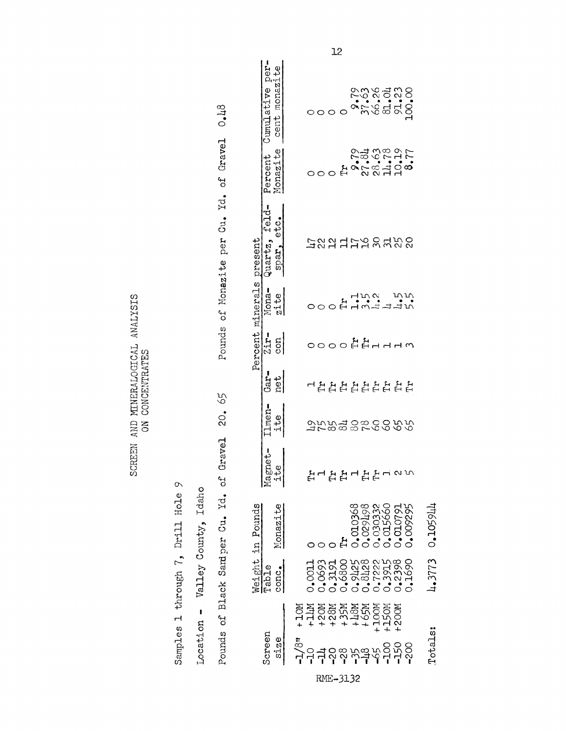# SCREEN AND MINERALOGICAL ANALYSIS ON CONCENTRATES

Samples 1 through 7, Drill Hole 9

Location - Valley County, Idaho

Pounds of Black Sand per Cu. Yd. of Gravel 20. 65    Pounds of Monazite per Cu. Yd. of Gravel 0.48

| Screen size | | Weight in Pounds | | Percent minerals present | | | | | | Percent Monazite | Cumulative percent monazite |
|---|---|---|---|---|---|---|---|---|---|---|---|
| | | Table conc. | Monazite | Magnetite | Ilmenite | Garnet | Zircon | Monazite | Quartz, feldspar, etc. | | |
| -1/8" | +10M | 0.0011 | 0 | Tr | 49 | 1 | 0 | 0 | 47 | 0 | 0 |
| -10 | +14M | 0.0693 | 0 | 1 | 75 | Tr | 0 | 0 | 22 | 0 | 0 |
| -14 | +20M | 0.3191 | 0 | Tr | 85 | Tr | 0 | 0 | 12 | 0 | 0 |
| -20 | +28M | 0.6800 | Tr | Tr | 84 | Tr | 0 | Tr | 11 | Tr | 0 |
| -28 | +35M | 0.9425 | 0.010368 | 1 | 80 | Tr | Tr | 1.1 | 17 | 9.79 | 9.79 |
| -35 | +48M | 0.8428 | 0.029498 | Tr | 78 | Tr | Tr | 3.5 | 16 | 27.84 | 37.63 |
| -48 | +65M | 0.7222 | 0.030332 | Tr | 60 | Tr | 1 | 4.2 | 30 | 28.63 | 66.26 |
| -65 | +100M | 0.3915 | 0.015660 | 1 | 60 | Tr | 1 | 4 | 31 | 14.78 | 81.04 |
| -100 | +150M | 0.2398 | 0.010791 | 2 | 65 | Tr | 1 | 4.5 | 25 | 10.19 | 91.23 |
| -150 | +200M | 0.1690 | 0.009295 | 5 | 65 | Tr | 3 | 5.5 | 20 | 8.77 | 100.00 |
| -200 | | | | | | | | | | | |
| Totals: | | 4.3773 | 0.105944 | | | | | | | | |

RME-3132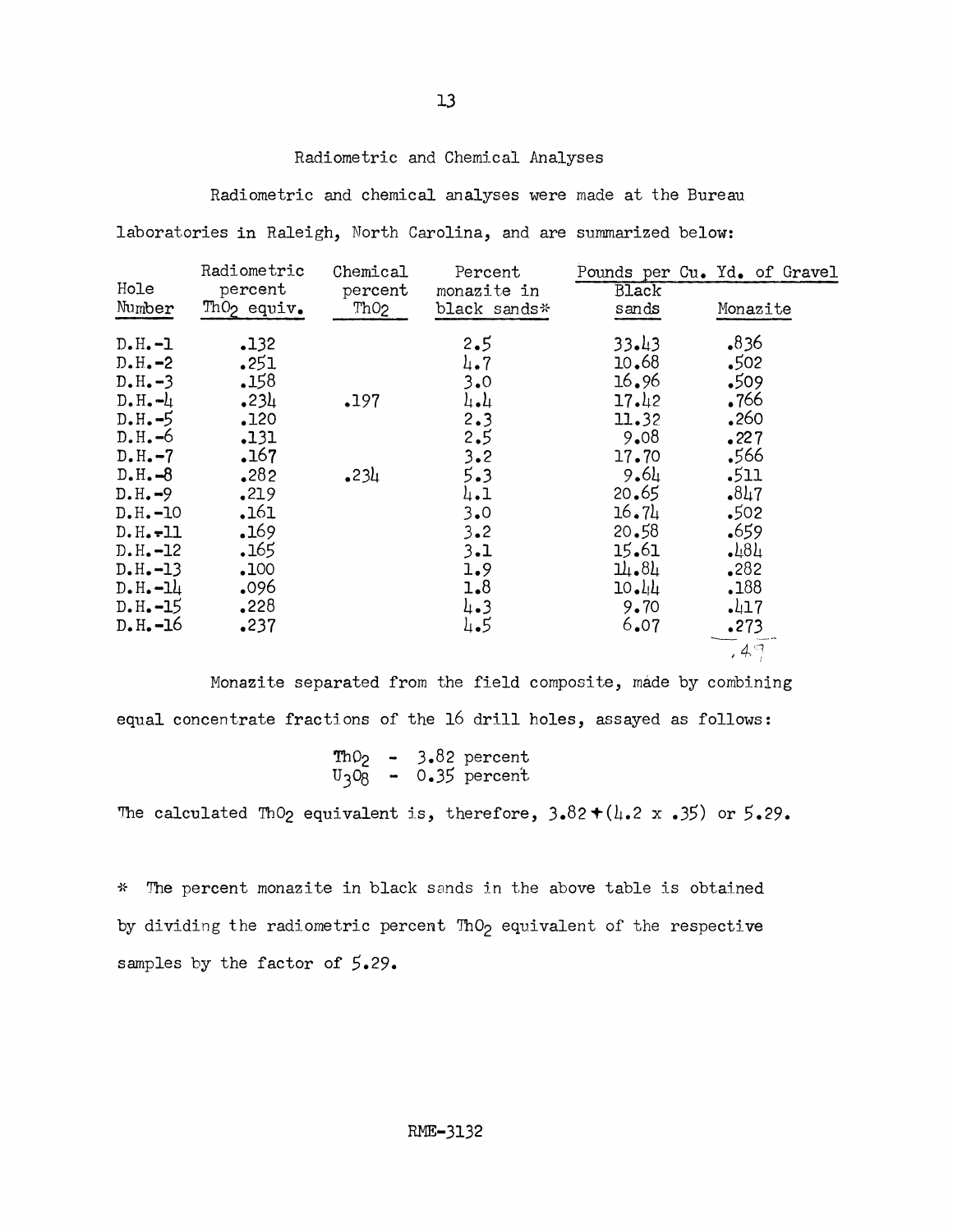## Radiometric and Chemical Analyses

Radiometric and chemical analyses were made at the Bureau laboratories in Raleigh, North Carolina, and are summarized below:

| Hole Number | Radiometric percent $ThO_2$ equiv. | Chemical percent $ThO_2$ | Percent monazite in black sands* | Pounds per Cu. Yd. of Gravel | |
|---|---|---|---|---|---|
| | | | | Black sands | Monazite |
| D.H.-1 | .132 | | 2.5 | 33.43 | .836 |
| D.H.-2 | .251 | | 4.7 | 10.68 | .502 |
| D.H.-3 | .158 | | 3.0 | 16.96 | .509 |
| D.H.-4 | .234 | .197 | 4.4 | 17.42 | .766 |
| D.H.-5 | .120 | | 2.3 | 11.32 | .260 |
| D.H.-6 | .131 | | 2.5 | 9.08 | .227 |
| D.H.-7 | .167 | | 3.2 | 17.70 | .566 |
| D.H.-8 | .282 | .234 | 5.3 | 9.64 | .511 |
| D.H.-9 | .219 | | 4.1 | 20.65 | .847 |
| D.H.-10 | .161 | | 3.0 | 16.74 | .502 |
| D.H.-11 | .169 | | 3.2 | 20.58 | .659 |
| D.H.-12 | .165 | | 3.1 | 15.61 | .484 |
| D.H.-13 | .100 | | 1.9 | 14.84 | .282 |
| D.H.-14 | .096 | | 1.8 | 10.44 | .188 |
| D.H.-15 | .228 | | 4.3 | 9.70 | .417 |
| D.H.-16 | .237 | | 4.5 | 6.07 | .273 |
| | | | | | .49 |

Monazite separated from the field composite, made by combining equal concentrate fractions of the 16 drill holes, assayed as follows:

$ThO_2$ - 3.82 percent
$U_3O_8$ - 0.35 percent

The calculated $ThO_2$ equivalent is, therefore, $3.82 + (4.2 \times .35)$ or 5.29.

\* The percent monazite in black sands in the above table is obtained by dividing the radiometric percent $ThO_2$ equivalent of the respective samples by the factor of 5.29.

RME-3132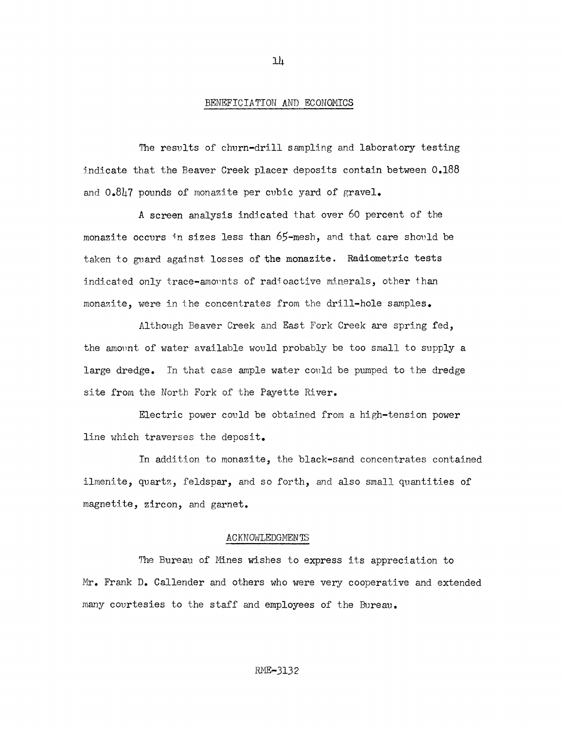## BENEFICIATION AND ECONOMICS

The results of churn-drill sampling and laboratory testing indicate that the Beaver Creek placer deposits contain between 0.188 and 0.847 pounds of monazite per cubic yard of gravel.

A screen analysis indicated that over 60 percent of the monazite occurs in sizes less than 65-mesh, and that care should be taken to guard against losses of the monazite. Radiometric tests indicated only trace-amounts of radioactive minerals, other than monazite, were in the concentrates from the drill-hole samples.

Although Beaver Creek and East Fork Creek are spring fed, the amount of water available would probably be too small to supply a large dredge. In that case ample water could be pumped to the dredge site from the North Fork of the Payette River.

Electric power could be obtained from a high-tension power line which traverses the deposit.

In addition to monazite, the black-sand concentrates contained ilmenite, quartz, feldspar, and so forth, and also small quantities of magnetite, zircon, and garnet.

## ACKNOWLEDGMENTS

The Bureau of Mines wishes to express its appreciation to Mr. Frank D. Callender and others who were very cooperative and extended many courtesies to the staff and employees of the Bureau.

RME-3132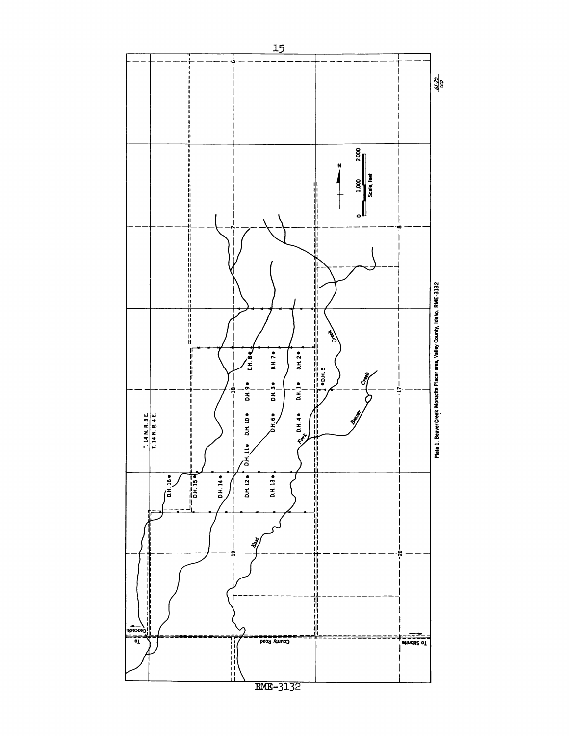T. 14 N. R. 3 E.
T. 14 N. R. 4 E.

D.H. 16
D.H. 15
D.H. 14
D.H. 12
D.H. 13
D.H. 11
D.H. 10
D.H. 6
D.H. 4
D.H. 9
D.H. 3
D.H. 1
D.H. 8
D.H. 7
D.H. 2
D.H. 5

East Fork Creek
Beaver Creek

6
7
8
17
18
19
20

To Cascade
County Road
To Stibnite

N

0 1,000 2,000
Scale, feet

Plate 1. Beaver Creek Monazite Placer area, Valley County, Idaho. RME-3132

RME-3132